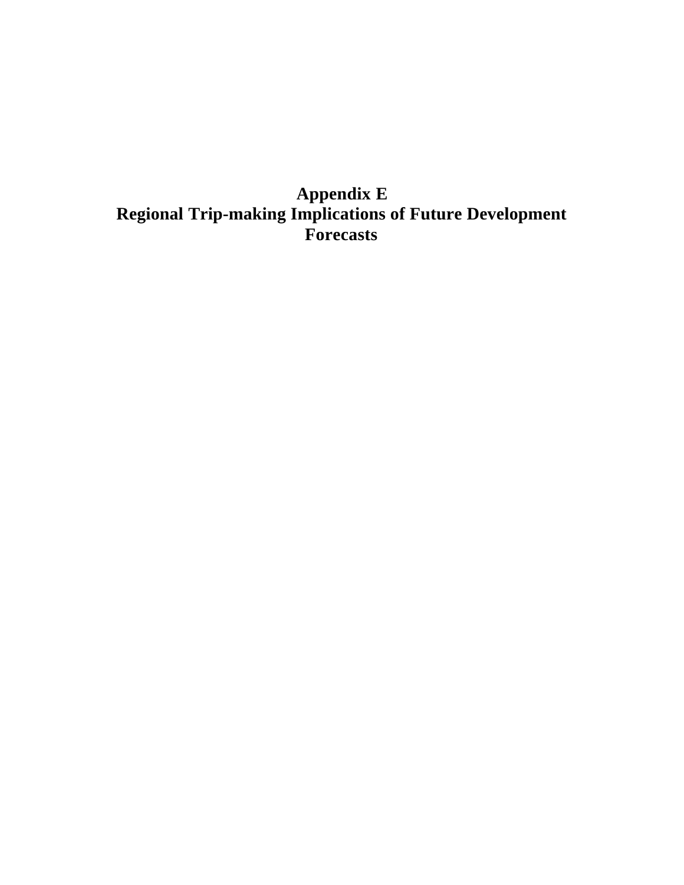# Appendix E
# Regional Trip-making Implications of Future Development Forecasts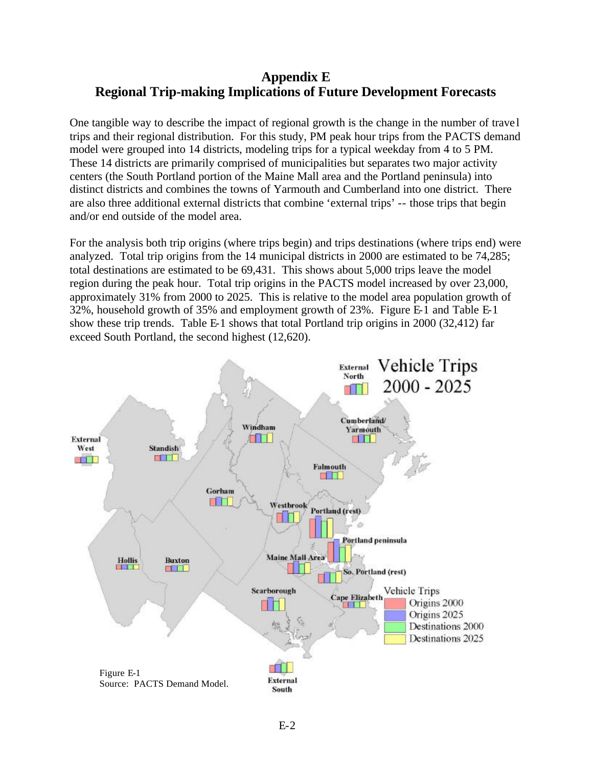# Appendix E
# Regional Trip-making Implications of Future Development Forecasts

One tangible way to describe the impact of regional growth is the change in the number of travel trips and their regional distribution. For this study, PM peak hour trips from the PACTS demand model were grouped into 14 districts, modeling trips for a typical weekday from 4 to 5 PM. These 14 districts are primarily comprised of municipalities but separates two major activity centers (the South Portland portion of the Maine Mall area and the Portland peninsula) into distinct districts and combines the towns of Yarmouth and Cumberland into one district. There are also three additional external districts that combine 'external trips' -- those trips that begin and/or end outside of the model area.

For the analysis both trip origins (where trips begin) and trips destinations (where trips end) were analyzed. Total trip origins from the 14 municipal districts in 2000 are estimated to be 74,285; total destinations are estimated to be 69,431. This shows about 5,000 trips leave the model region during the peak hour. Total trip origins in the PACTS model increased by over 23,000, approximately 31% from 2000 to 2025. This is relative to the model area population growth of 32%, household growth of 35% and employment growth of 23%. Figure E-1 and Table E-1 show these trip trends. Table E-1 shows that total Portland trip origins in 2000 (32,412) far exceed South Portland, the second highest (12,620).

Figure E-1
Source: PACTS Demand Model.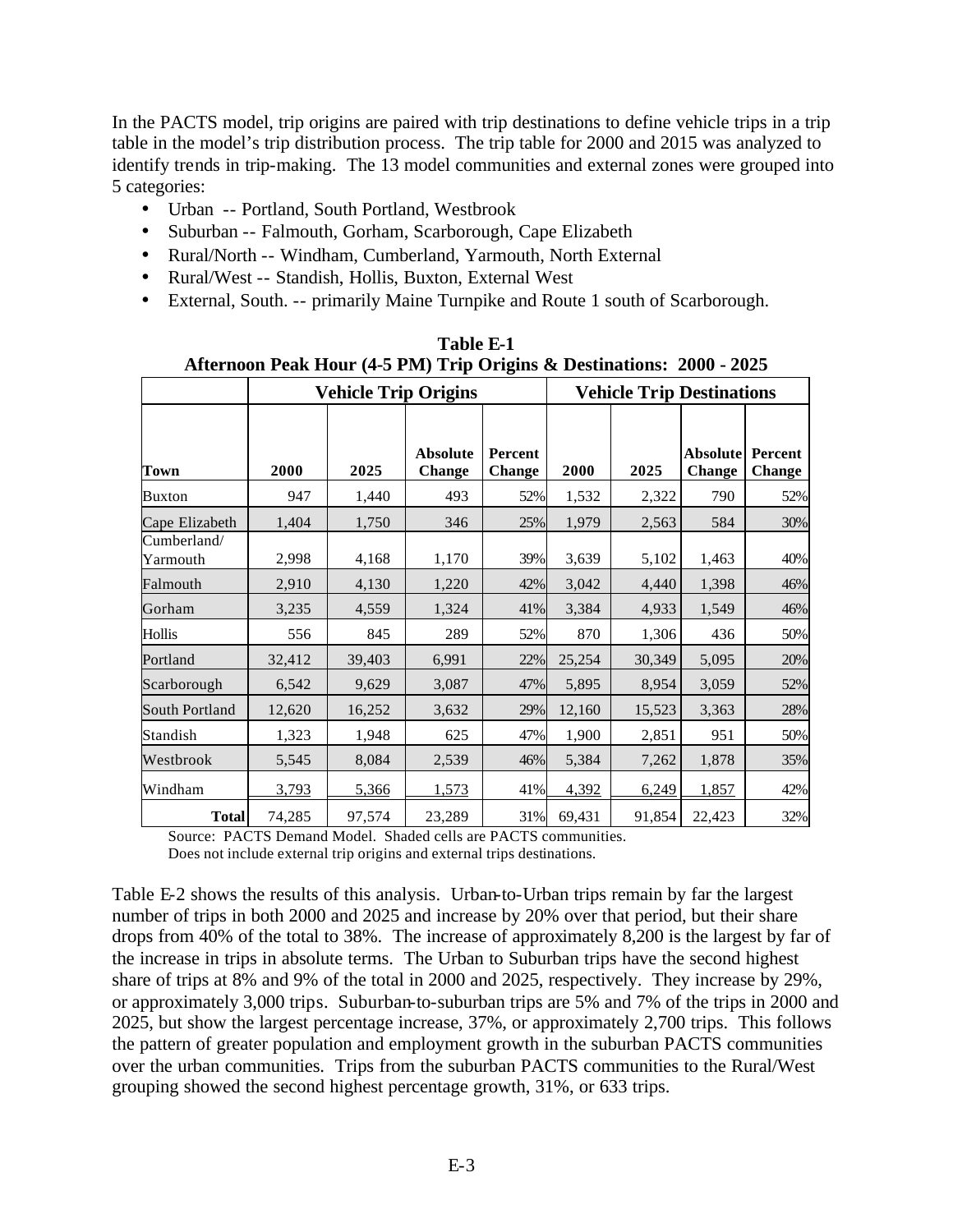In the PACTS model, trip origins are paired with trip destinations to define vehicle trips in a trip table in the model's trip distribution process. The trip table for 2000 and 2015 was analyzed to identify trends in trip-making. The 13 model communities and external zones were grouped into 5 categories:

- Urban -- Portland, South Portland, Westbrook
- Suburban -- Falmouth, Gorham, Scarborough, Cape Elizabeth
- Rural/North -- Windham, Cumberland, Yarmouth, North External
- Rural/West -- Standish, Hollis, Buxton, External West
- External, South. -- primarily Maine Turnpike and Route 1 south of Scarborough.

**Table E-1**
**Afternoon Peak Hour (4-5 PM) Trip Origins & Destinations: 2000 - 2025**

| | Vehicle Trip Origins | | | | Vehicle Trip Destinations | | | |
|---|---|---|---|---|---|---|---|---|
| **Town** | **2000** | **2025** | **Absolute Change** | **Percent Change** | **2000** | **2025** | **Absolute Change** | **Percent Change** |
| Buxton | 947 | 1,440 | 493 | 52% | 1,532 | 2,322 | 790 | 52% |
| Cape Elizabeth | 1,404 | 1,750 | 346 | 25% | 1,979 | 2,563 | 584 | 30% |
| Cumberland/ Yarmouth | 2,998 | 4,168 | 1,170 | 39% | 3,639 | 5,102 | 1,463 | 40% |
| Falmouth | 2,910 | 4,130 | 1,220 | 42% | 3,042 | 4,440 | 1,398 | 46% |
| Gorham | 3,235 | 4,559 | 1,324 | 41% | 3,384 | 4,933 | 1,549 | 46% |
| Hollis | 556 | 845 | 289 | 52% | 870 | 1,306 | 436 | 50% |
| Portland | 32,412 | 39,403 | 6,991 | 22% | 25,254 | 30,349 | 5,095 | 20% |
| Scarborough | 6,542 | 9,629 | 3,087 | 47% | 5,895 | 8,954 | 3,059 | 52% |
| South Portland | 12,620 | 16,252 | 3,632 | 29% | 12,160 | 15,523 | 3,363 | 28% |
| Standish | 1,323 | 1,948 | 625 | 47% | 1,900 | 2,851 | 951 | 50% |
| Westbrook | 5,545 | 8,084 | 2,539 | 46% | 5,384 | 7,262 | 1,878 | 35% |
| Windham | 3,793 | 5,366 | 1,573 | 41% | 4,392 | 6,249 | 1,857 | 42% |
| **Total** | 74,285 | 97,574 | 23,289 | 31% | 69,431 | 91,854 | 22,423 | 32% |

Source: PACTS Demand Model. Shaded cells are PACTS communities.
Does not include external trip origins and external trips destinations.

Table E-2 shows the results of this analysis. Urban-to-Urban trips remain by far the largest number of trips in both 2000 and 2025 and increase by 20% over that period, but their share drops from 40% of the total to 38%. The increase of approximately 8,200 is the largest by far of the increase in trips in absolute terms. The Urban to Suburban trips have the second highest share of trips at 8% and 9% of the total in 2000 and 2025, respectively. They increase by 29%, or approximately 3,000 trips. Suburban-to-suburban trips are 5% and 7% of the trips in 2000 and 2025, but show the largest percentage increase, 37%, or approximately 2,700 trips. This follows the pattern of greater population and employment growth in the suburban PACTS communities over the urban communities. Trips from the suburban PACTS communities to the Rural/West grouping showed the second highest percentage growth, 31%, or 633 trips.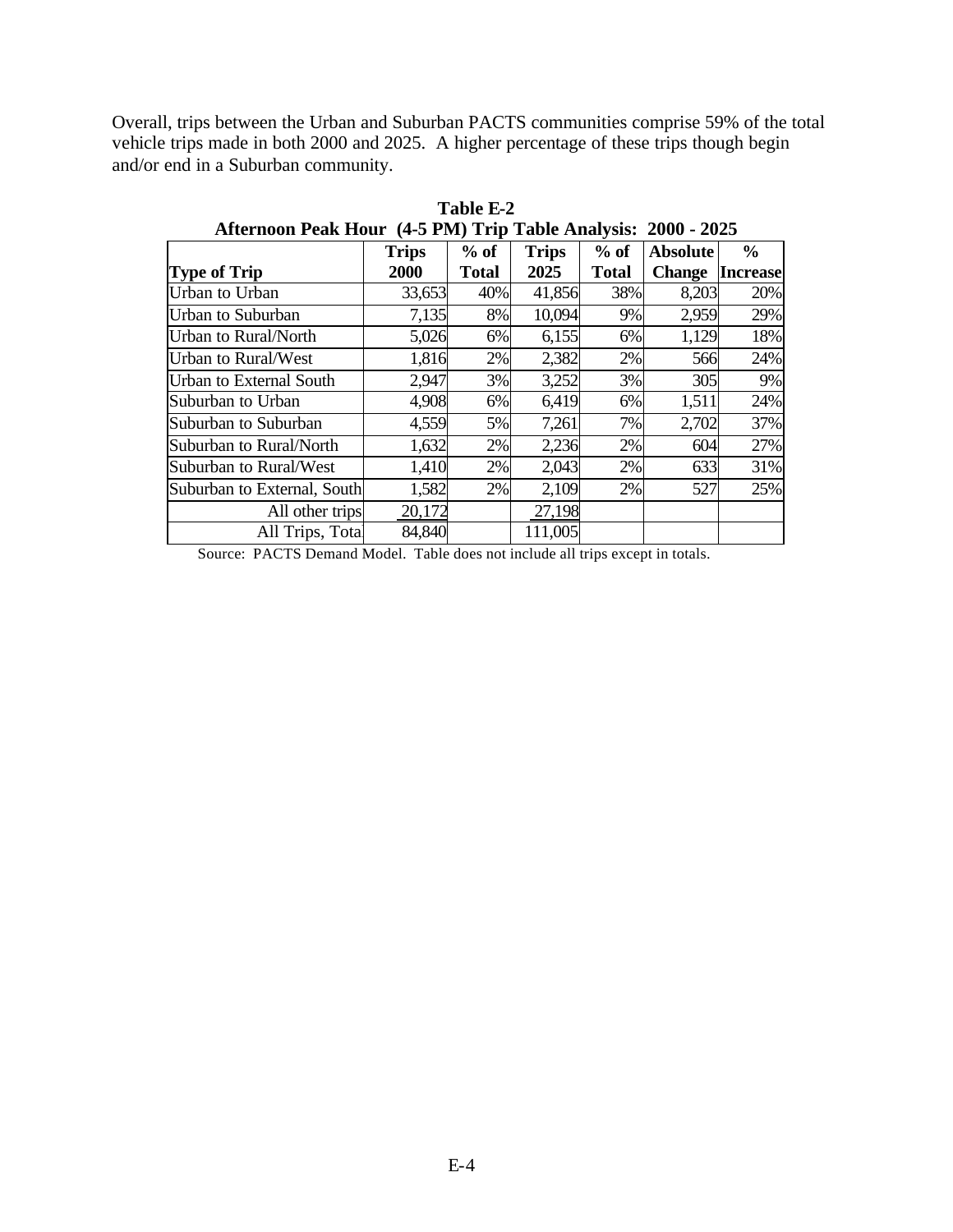Overall, trips between the Urban and Suburban PACTS communities comprise 59% of the total vehicle trips made in both 2000 and 2025. A higher percentage of these trips though begin and/or end in a Suburban community.

**Table E-2**
**Afternoon Peak Hour (4-5 PM) Trip Table Analysis: 2000 - 2025**

| Type of Trip | Trips 2000 | % of Total | Trips 2025 | % of Total | Absolute Change | % Increase |
|---|---|---|---|---|---|---|
| Urban to Urban | 33,653 | 40% | 41,856 | 38% | 8,203 | 20% |
| Urban to Suburban | 7,135 | 8% | 10,094 | 9% | 2,959 | 29% |
| Urban to Rural/North | 5,026 | 6% | 6,155 | 6% | 1,129 | 18% |
| Urban to Rural/West | 1,816 | 2% | 2,382 | 2% | 566 | 24% |
| Urban to External South | 2,947 | 3% | 3,252 | 3% | 305 | 9% |
| Suburban to Urban | 4,908 | 6% | 6,419 | 6% | 1,511 | 24% |
| Suburban to Suburban | 4,559 | 5% | 7,261 | 7% | 2,702 | 37% |
| Suburban to Rural/North | 1,632 | 2% | 2,236 | 2% | 604 | 27% |
| Suburban to Rural/West | 1,410 | 2% | 2,043 | 2% | 633 | 31% |
| Suburban to External, South | 1,582 | 2% | 2,109 | 2% | 527 | 25% |
| All other trips | 20,172 | | 27,198 | | | |
| All Trips, Total | 84,840 | | 111,005 | | | |

Source: PACTS Demand Model. Table does not include all trips except in totals.